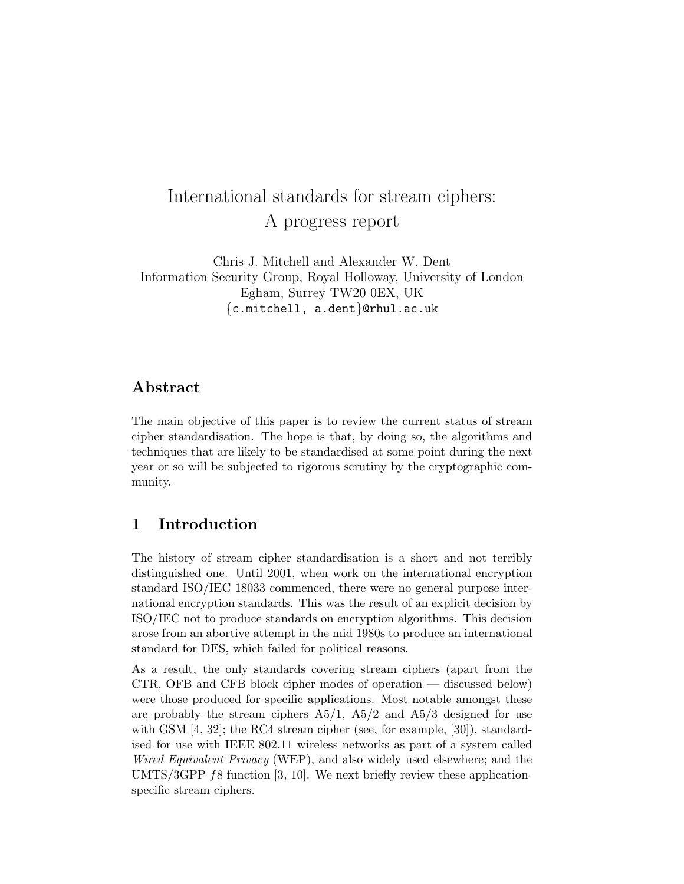# International standards for stream ciphers: A progress report

Chris J. Mitchell and Alexander W. Dent
Information Security Group, Royal Holloway, University of London
Egham, Surrey TW20 0EX, UK
{c.mitchell, a.dent}@rhul.ac.uk

## Abstract

The main objective of this paper is to review the current status of stream cipher standardisation. The hope is that, by doing so, the algorithms and techniques that are likely to be standardised at some point during the next year or so will be subjected to rigorous scrutiny by the cryptographic community.

## 1 Introduction

The history of stream cipher standardisation is a short and not terribly distinguished one. Until 2001, when work on the international encryption standard ISO/IEC 18033 commenced, there were no general purpose international encryption standards. This was the result of an explicit decision by ISO/IEC not to produce standards on encryption algorithms. This decision arose from an abortive attempt in the mid 1980s to produce an international standard for DES, which failed for political reasons.

As a result, the only standards covering stream ciphers (apart from the CTR, OFB and CFB block cipher modes of operation — discussed below) were those produced for specific applications. Most notable amongst these are probably the stream ciphers A5/1, A5/2 and A5/3 designed for use with GSM [4, 32]; the RC4 stream cipher (see, for example, [30]), standardised for use with IEEE 802.11 wireless networks as part of a system called *Wired Equivalent Privacy* (WEP), and also widely used elsewhere; and the UMTS/3GPP $f8$ function [3, 10]. We next briefly review these application-specific stream ciphers.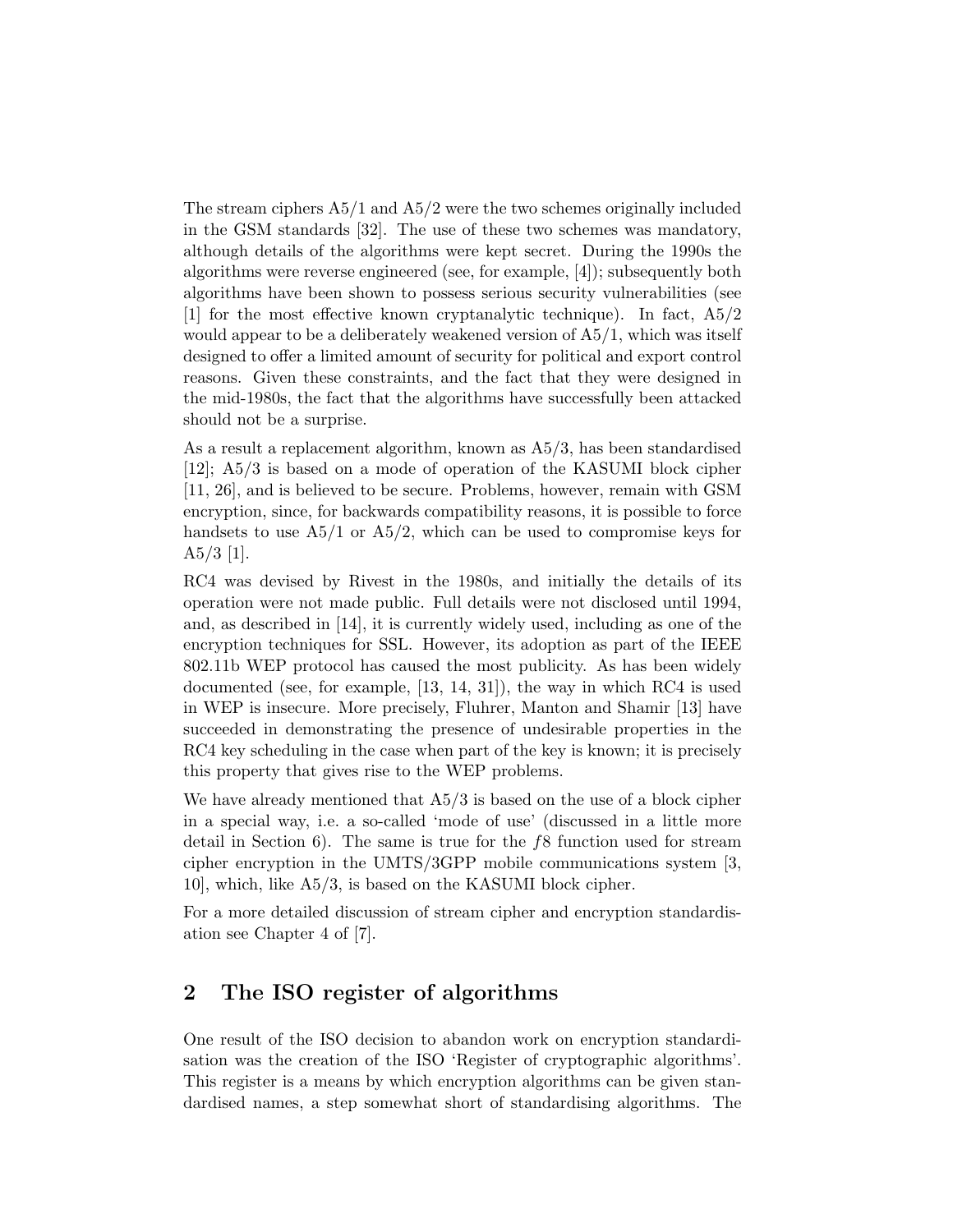The stream ciphers A5/1 and A5/2 were the two schemes originally included in the GSM standards [32]. The use of these two schemes was mandatory, although details of the algorithms were kept secret. During the 1990s the algorithms were reverse engineered (see, for example, [4]); subsequently both algorithms have been shown to possess serious security vulnerabilities (see [1] for the most effective known cryptanalytic technique). In fact, A5/2 would appear to be a deliberately weakened version of A5/1, which was itself designed to offer a limited amount of security for political and export control reasons. Given these constraints, and the fact that they were designed in the mid-1980s, the fact that the algorithms have successfully been attacked should not be a surprise.

As a result a replacement algorithm, known as A5/3, has been standardised [12]; A5/3 is based on a mode of operation of the KASUMI block cipher [11, 26], and is believed to be secure. Problems, however, remain with GSM encryption, since, for backwards compatibility reasons, it is possible to force handsets to use A5/1 or A5/2, which can be used to compromise keys for A5/3 [1].

RC4 was devised by Rivest in the 1980s, and initially the details of its operation were not made public. Full details were not disclosed until 1994, and, as described in [14], it is currently widely used, including as one of the encryption techniques for SSL. However, its adoption as part of the IEEE 802.11b WEP protocol has caused the most publicity. As has been widely documented (see, for example, [13, 14, 31]), the way in which RC4 is used in WEP is insecure. More precisely, Fluhrer, Manton and Shamir [13] have succeeded in demonstrating the presence of undesirable properties in the RC4 key scheduling in the case when part of the key is known; it is precisely this property that gives rise to the WEP problems.

We have already mentioned that A5/3 is based on the use of a block cipher in a special way, i.e. a so-called 'mode of use' (discussed in a little more detail in Section 6). The same is true for the $f8$ function used for stream cipher encryption in the UMTS/3GPP mobile communications system [3, 10], which, like A5/3, is based on the KASUMI block cipher.

For a more detailed discussion of stream cipher and encryption standardisation see Chapter 4 of [7].

## 2 The ISO register of algorithms

One result of the ISO decision to abandon work on encryption standardisation was the creation of the ISO 'Register of cryptographic algorithms'. This register is a means by which encryption algorithms can be given standardised names, a step somewhat short of standardising algorithms. The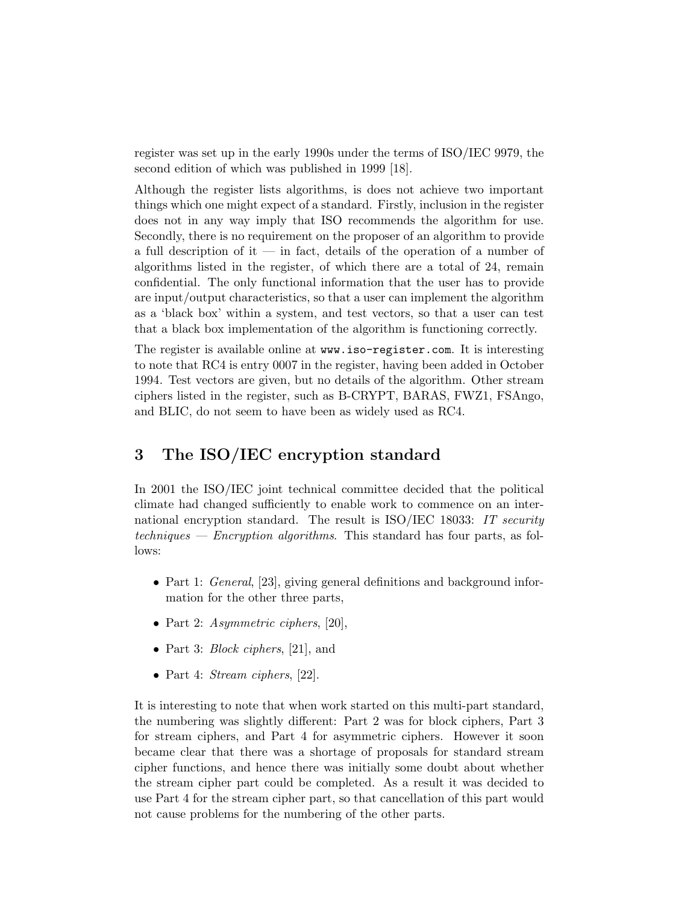register was set up in the early 1990s under the terms of ISO/IEC 9979, the second edition of which was published in 1999 [18].

Although the register lists algorithms, is does not achieve two important things which one might expect of a standard. Firstly, inclusion in the register does not in any way imply that ISO recommends the algorithm for use. Secondly, there is no requirement on the proposer of an algorithm to provide a full description of it — in fact, details of the operation of a number of algorithms listed in the register, of which there are a total of 24, remain confidential. The only functional information that the user has to provide are input/output characteristics, so that a user can implement the algorithm as a 'black box' within a system, and test vectors, so that a user can test that a black box implementation of the algorithm is functioning correctly.

The register is available online at `www.iso-register.com`. It is interesting to note that RC4 is entry 0007 in the register, having been added in October 1994. Test vectors are given, but no details of the algorithm. Other stream ciphers listed in the register, such as B-CRYPT, BARAS, FWZ1, FSAngo, and BLIC, do not seem to have been as widely used as RC4.

## 3 The ISO/IEC encryption standard

In 2001 the ISO/IEC joint technical committee decided that the political climate had changed sufficiently to enable work to commence on an international encryption standard. The result is ISO/IEC 18033: *IT security techniques — Encryption algorithms*. This standard has four parts, as follows:

- Part 1: *General*, [23], giving general definitions and background information for the other three parts,
- Part 2: *Asymmetric ciphers*, [20],
- Part 3: *Block ciphers*, [21], and
- Part 4: *Stream ciphers*, [22].

It is interesting to note that when work started on this multi-part standard, the numbering was slightly different: Part 2 was for block ciphers, Part 3 for stream ciphers, and Part 4 for asymmetric ciphers. However it soon became clear that there was a shortage of proposals for standard stream cipher functions, and hence there was initially some doubt about whether the stream cipher part could be completed. As a result it was decided to use Part 4 for the stream cipher part, so that cancellation of this part would not cause problems for the numbering of the other parts.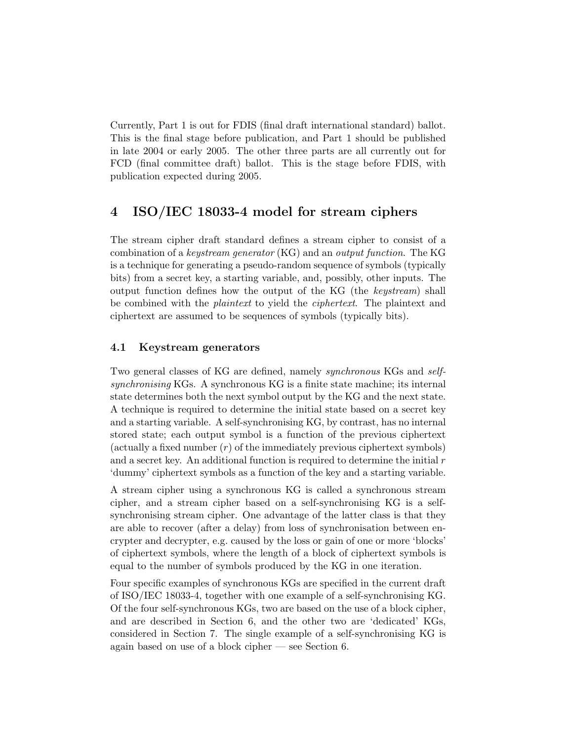Currently, Part 1 is out for FDIS (final draft international standard) ballot. This is the final stage before publication, and Part 1 should be published in late 2004 or early 2005. The other three parts are all currently out for FCD (final committee draft) ballot. This is the stage before FDIS, with publication expected during 2005.

## 4 ISO/IEC 18033-4 model for stream ciphers

The stream cipher draft standard defines a stream cipher to consist of a combination of a *keystream generator* (KG) and an *output function*. The KG is a technique for generating a pseudo-random sequence of symbols (typically bits) from a secret key, a starting variable, and, possibly, other inputs. The output function defines how the output of the KG (the *keystream*) shall be combined with the *plaintext* to yield the *ciphertext*. The plaintext and ciphertext are assumed to be sequences of symbols (typically bits).

### 4.1 Keystream generators

Two general classes of KG are defined, namely *synchronous* KGs and *self-synchronising* KGs. A synchronous KG is a finite state machine; its internal state determines both the next symbol output by the KG and the next state. A technique is required to determine the initial state based on a secret key and a starting variable. A self-synchronising KG, by contrast, has no internal stored state; each output symbol is a function of the previous ciphertext (actually a fixed number ($r$) of the immediately previous ciphertext symbols) and a secret key. An additional function is required to determine the initial $r$ 'dummy' ciphertext symbols as a function of the key and a starting variable.

A stream cipher using a synchronous KG is called a synchronous stream cipher, and a stream cipher based on a self-synchronising KG is a self-synchronising stream cipher. One advantage of the latter class is that they are able to recover (after a delay) from loss of synchronisation between encrypter and decrypter, e.g. caused by the loss or gain of one or more 'blocks' of ciphertext symbols, where the length of a block of ciphertext symbols is equal to the number of symbols produced by the KG in one iteration.

Four specific examples of synchronous KGs are specified in the current draft of ISO/IEC 18033-4, together with one example of a self-synchronising KG. Of the four self-synchronous KGs, two are based on the use of a block cipher, and are described in Section 6, and the other two are 'dedicated' KGs, considered in Section 7. The single example of a self-synchronising KG is again based on use of a block cipher — see Section 6.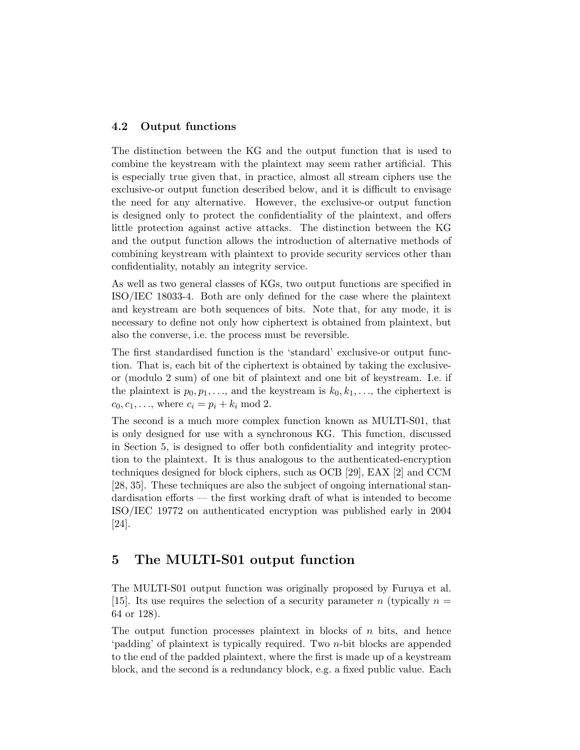### 4.2 Output functions

The distinction between the KG and the output function that is used to combine the keystream with the plaintext may seem rather artificial. This is especially true given that, in practice, almost all stream ciphers use the exclusive-or output function described below, and it is difficult to envisage the need for any alternative. However, the exclusive-or output function is designed only to protect the confidentiality of the plaintext, and offers little protection against active attacks. The distinction between the KG and the output function allows the introduction of alternative methods of combining keystream with plaintext to provide security services other than confidentiality, notably an integrity service.

As well as two general classes of KGs, two output functions are specified in ISO/IEC 18033-4. Both are only defined for the case where the plaintext and keystream are both sequences of bits. Note that, for any mode, it is necessary to define not only how ciphertext is obtained from plaintext, but also the converse, i.e. the process must be reversible.

The first standardised function is the 'standard' exclusive-or output function. That is, each bit of the ciphertext is obtained by taking the exclusive-or (modulo 2 sum) of one bit of plaintext and one bit of keystream. I.e. if the plaintext is $p_0, p_1, \ldots$, and the keystream is $k_0, k_1, \ldots$, the ciphertext is $c_0, c_1, \ldots$, where $c_i = p_i + k_i \bmod 2$.

The second is a much more complex function known as MULTI-S01, that is only designed for use with a synchronous KG. This function, discussed in Section 5, is designed to offer both confidentiality and integrity protection to the plaintext. It is thus analogous to the authenticated-encryption techniques designed for block ciphers, such as OCB [29], EAX [2] and CCM [28, 35]. These techniques are also the subject of ongoing international standardisation efforts — the first working draft of what is intended to become ISO/IEC 19772 on authenticated encryption was published early in 2004 [24].

## 5 The MULTI-S01 output function

The MULTI-S01 output function was originally proposed by Furuya et al. [15]. Its use requires the selection of a security parameter $n$ (typically $n =$ 64 or 128).

The output function processes plaintext in blocks of $n$ bits, and hence 'padding' of plaintext is typically required. Two $n$-bit blocks are appended to the end of the padded plaintext, where the first is made up of a keystream block, and the second is a redundancy block, e.g. a fixed public value. Each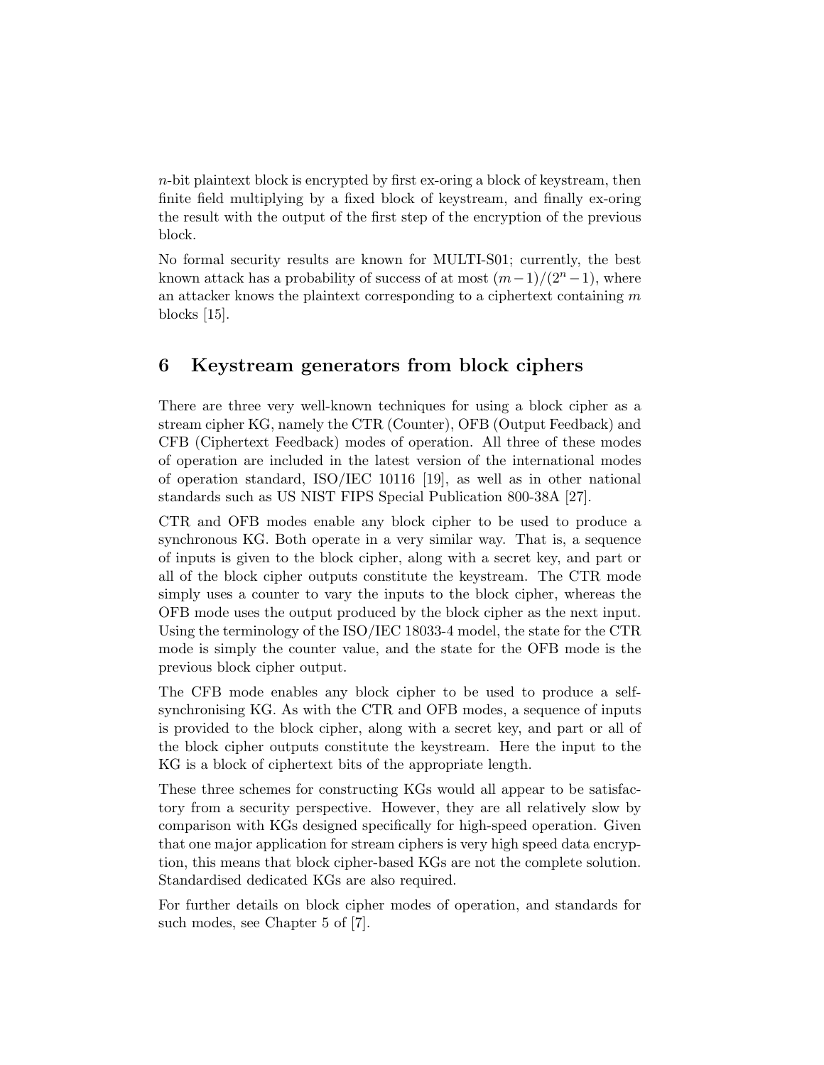$n$-bit plaintext block is encrypted by first ex-oring a block of keystream, then finite field multiplying by a fixed block of keystream, and finally ex-oring the result with the output of the first step of the encryption of the previous block.

No formal security results are known for MULTI-S01; currently, the best known attack has a probability of success of at most $(m-1)/(2^n-1)$, where an attacker knows the plaintext corresponding to a ciphertext containing $m$ blocks [15].

## 6 Keystream generators from block ciphers

There are three very well-known techniques for using a block cipher as a stream cipher KG, namely the CTR (Counter), OFB (Output Feedback) and CFB (Ciphertext Feedback) modes of operation. All three of these modes of operation are included in the latest version of the international modes of operation standard, ISO/IEC 10116 [19], as well as in other national standards such as US NIST FIPS Special Publication 800-38A [27].

CTR and OFB modes enable any block cipher to be used to produce a synchronous KG. Both operate in a very similar way. That is, a sequence of inputs is given to the block cipher, along with a secret key, and part or all of the block cipher outputs constitute the keystream. The CTR mode simply uses a counter to vary the inputs to the block cipher, whereas the OFB mode uses the output produced by the block cipher as the next input. Using the terminology of the ISO/IEC 18033-4 model, the state for the CTR mode is simply the counter value, and the state for the OFB mode is the previous block cipher output.

The CFB mode enables any block cipher to be used to produce a self-synchronising KG. As with the CTR and OFB modes, a sequence of inputs is provided to the block cipher, along with a secret key, and part or all of the block cipher outputs constitute the keystream. Here the input to the KG is a block of ciphertext bits of the appropriate length.

These three schemes for constructing KGs would all appear to be satisfactory from a security perspective. However, they are all relatively slow by comparison with KGs designed specifically for high-speed operation. Given that one major application for stream ciphers is very high speed data encryption, this means that block cipher-based KGs are not the complete solution. Standardised dedicated KGs are also required.

For further details on block cipher modes of operation, and standards for such modes, see Chapter 5 of [7].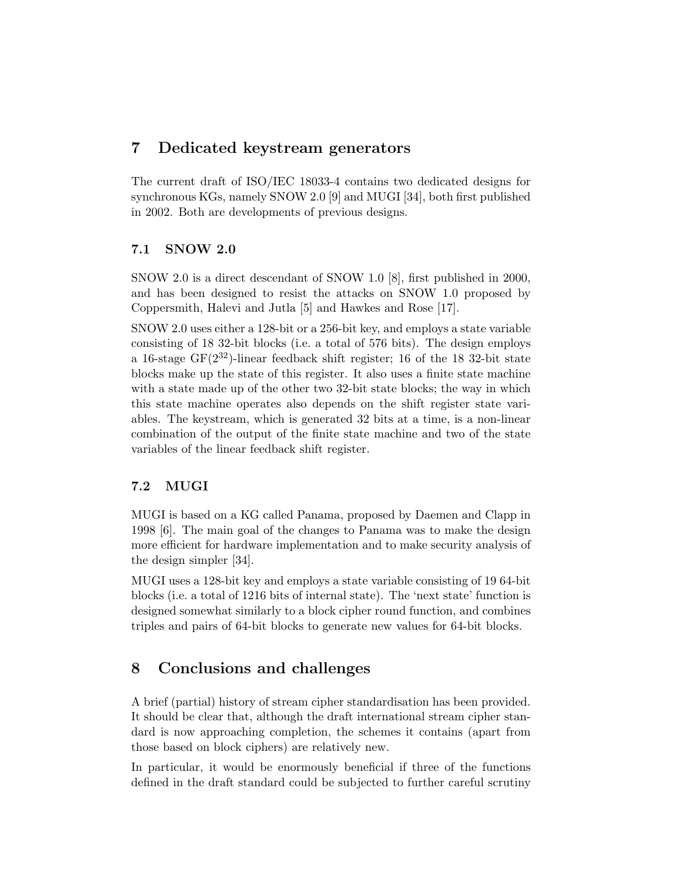# 7 Dedicated keystream generators

The current draft of ISO/IEC 18033-4 contains two dedicated designs for synchronous KGs, namely SNOW 2.0 [9] and MUGI [34], both first published in 2002. Both are developments of previous designs.

## 7.1 SNOW 2.0

SNOW 2.0 is a direct descendant of SNOW 1.0 [8], first published in 2000, and has been designed to resist the attacks on SNOW 1.0 proposed by Coppersmith, Halevi and Jutla [5] and Hawkes and Rose [17].

SNOW 2.0 uses either a 128-bit or a 256-bit key, and employs a state variable consisting of 18 32-bit blocks (i.e. a total of 576 bits). The design employs a 16-stage $GF(2^{32})$-linear feedback shift register; 16 of the 18 32-bit state blocks make up the state of this register. It also uses a finite state machine with a state made up of the other two 32-bit state blocks; the way in which this state machine operates also depends on the shift register state variables. The keystream, which is generated 32 bits at a time, is a non-linear combination of the output of the finite state machine and two of the state variables of the linear feedback shift register.

## 7.2 MUGI

MUGI is based on a KG called Panama, proposed by Daemen and Clapp in 1998 [6]. The main goal of the changes to Panama was to make the design more efficient for hardware implementation and to make security analysis of the design simpler [34].

MUGI uses a 128-bit key and employs a state variable consisting of 19 64-bit blocks (i.e. a total of 1216 bits of internal state). The 'next state' function is designed somewhat similarly to a block cipher round function, and combines triples and pairs of 64-bit blocks to generate new values for 64-bit blocks.

# 8 Conclusions and challenges

A brief (partial) history of stream cipher standardisation has been provided. It should be clear that, although the draft international stream cipher standard is now approaching completion, the schemes it contains (apart from those based on block ciphers) are relatively new.

In particular, it would be enormously beneficial if three of the functions defined in the draft standard could be subjected to further careful scrutiny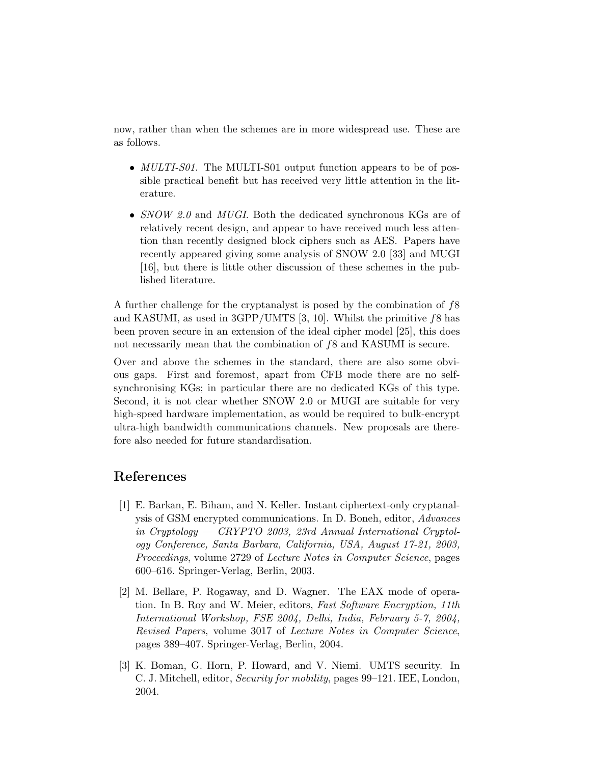now, rather than when the schemes are in more widespread use. These are as follows.

- *MULTI-S01*. The MULTI-S01 output function appears to be of possible practical benefit but has received very little attention in the literature.
- *SNOW 2.0* and *MUGI*. Both the dedicated synchronous KGs are of relatively recent design, and appear to have received much less attention than recently designed block ciphers such as AES. Papers have recently appeared giving some analysis of SNOW 2.0 [33] and MUGI [16], but there is little other discussion of these schemes in the published literature.

A further challenge for the cryptanalyst is posed by the combination of $f8$ and KASUMI, as used in 3GPP/UMTS [3, 10]. Whilst the primitive $f8$ has been proven secure in an extension of the ideal cipher model [25], this does not necessarily mean that the combination of $f8$ and KASUMI is secure.

Over and above the schemes in the standard, there are also some obvious gaps. First and foremost, apart from CFB mode there are no self-synchronising KGs; in particular there are no dedicated KGs of this type. Second, it is not clear whether SNOW 2.0 or MUGI are suitable for very high-speed hardware implementation, as would be required to bulk-encrypt ultra-high bandwidth communications channels. New proposals are therefore also needed for future standardisation.

## References

[1] E. Barkan, E. Biham, and N. Keller. Instant ciphertext-only cryptanalysis of GSM encrypted communications. In D. Boneh, editor, *Advances in Cryptology — CRYPTO 2003, 23rd Annual International Cryptology Conference, Santa Barbara, California, USA, August 17-21, 2003, Proceedings*, volume 2729 of *Lecture Notes in Computer Science*, pages 600–616. Springer-Verlag, Berlin, 2003.

[2] M. Bellare, P. Rogaway, and D. Wagner. The EAX mode of operation. In B. Roy and W. Meier, editors, *Fast Software Encryption, 11th International Workshop, FSE 2004, Delhi, India, February 5-7, 2004, Revised Papers*, volume 3017 of *Lecture Notes in Computer Science*, pages 389–407. Springer-Verlag, Berlin, 2004.

[3] K. Boman, G. Horn, P. Howard, and V. Niemi. UMTS security. In C. J. Mitchell, editor, *Security for mobility*, pages 99–121. IEE, London, 2004.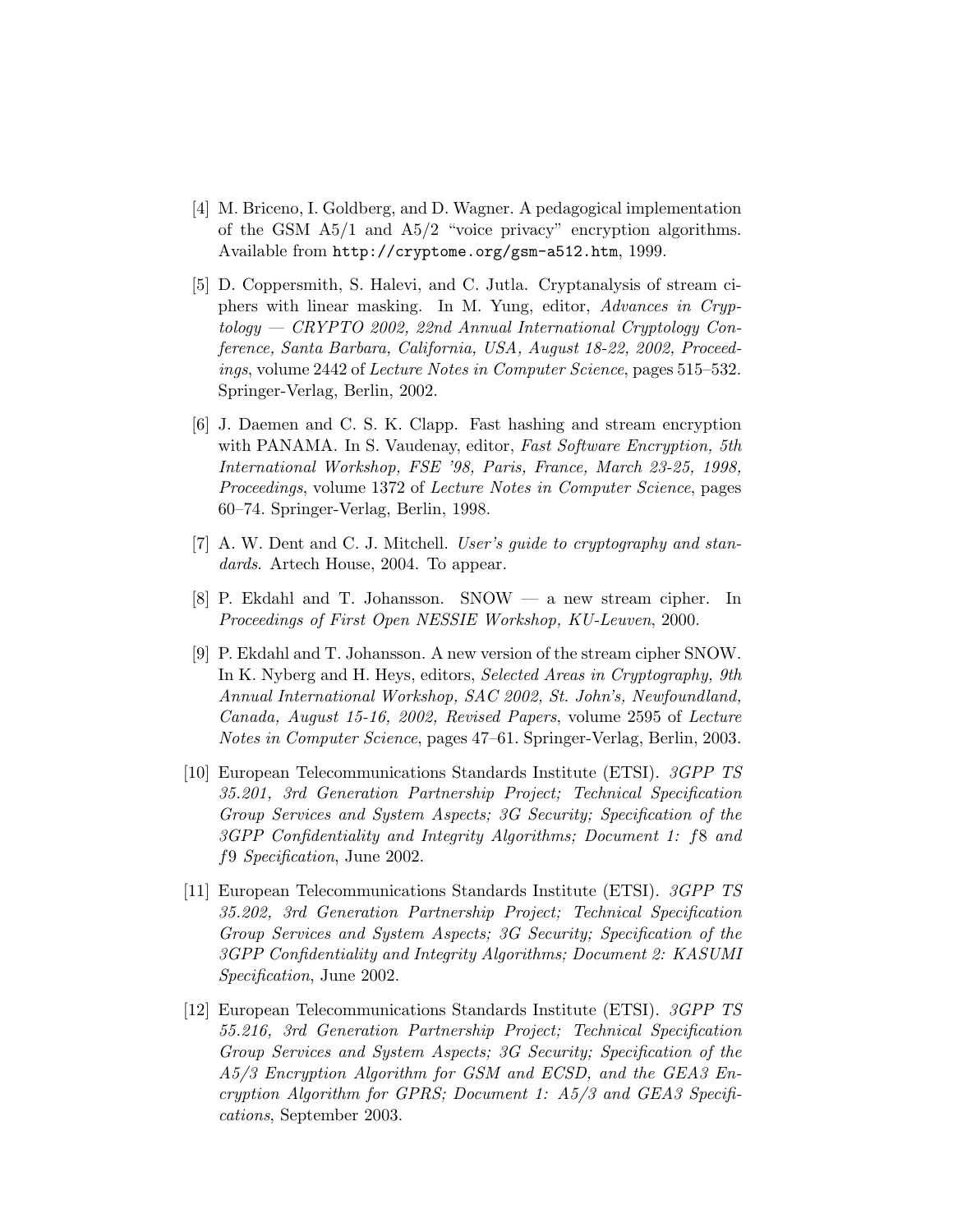[4] M. Briceno, I. Goldberg, and D. Wagner. A pedagogical implementation of the GSM A5/1 and A5/2 “voice privacy” encryption algorithms. Available from `http://cryptome.org/gsm-a512.htm`, 1999.

[5] D. Coppersmith, S. Halevi, and C. Jutla. Cryptanalysis of stream ciphers with linear masking. In M. Yung, editor, *Advances in Cryptology — CRYPTO 2002, 22nd Annual International Cryptology Conference, Santa Barbara, California, USA, August 18-22, 2002, Proceedings*, volume 2442 of *Lecture Notes in Computer Science*, pages 515–532. Springer-Verlag, Berlin, 2002.

[6] J. Daemen and C. S. K. Clapp. Fast hashing and stream encryption with PANAMA. In S. Vaudenay, editor, *Fast Software Encryption, 5th International Workshop, FSE '98, Paris, France, March 23-25, 1998, Proceedings*, volume 1372 of *Lecture Notes in Computer Science*, pages 60–74. Springer-Verlag, Berlin, 1998.

[7] A. W. Dent and C. J. Mitchell. *User's guide to cryptography and standards*. Artech House, 2004. To appear.

[8] P. Ekdahl and T. Johansson. SNOW — a new stream cipher. In *Proceedings of First Open NESSIE Workshop, KU-Leuven*, 2000.

[9] P. Ekdahl and T. Johansson. A new version of the stream cipher SNOW. In K. Nyberg and H. Heys, editors, *Selected Areas in Cryptography, 9th Annual International Workshop, SAC 2002, St. John's, Newfoundland, Canada, August 15-16, 2002, Revised Papers*, volume 2595 of *Lecture Notes in Computer Science*, pages 47–61. Springer-Verlag, Berlin, 2003.

[10] European Telecommunications Standards Institute (ETSI). *3GPP TS 35.201, 3rd Generation Partnership Project; Technical Specification Group Services and System Aspects; 3G Security; Specification of the 3GPP Confidentiality and Integrity Algorithms; Document 1: $f8$ and $f9$ Specification*, June 2002.

[11] European Telecommunications Standards Institute (ETSI). *3GPP TS 35.202, 3rd Generation Partnership Project; Technical Specification Group Services and System Aspects; 3G Security; Specification of the 3GPP Confidentiality and Integrity Algorithms; Document 2: KASUMI Specification*, June 2002.

[12] European Telecommunications Standards Institute (ETSI). *3GPP TS 55.216, 3rd Generation Partnership Project; Technical Specification Group Services and System Aspects; 3G Security; Specification of the A5/3 Encryption Algorithm for GSM and ECSD, and the GEA3 Encryption Algorithm for GPRS; Document 1: A5/3 and GEA3 Specifications*, September 2003.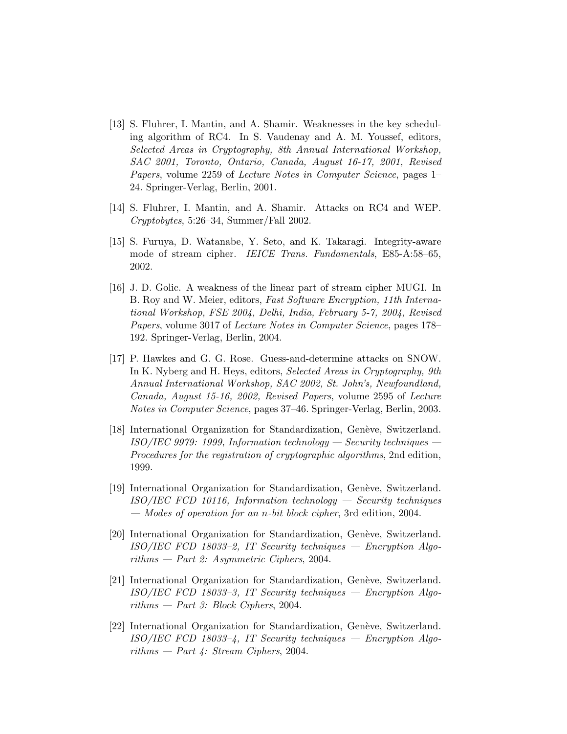[13] S. Fluhrer, I. Mantin, and A. Shamir. Weaknesses in the key scheduling algorithm of RC4. In S. Vaudenay and A. M. Youssef, editors, *Selected Areas in Cryptography, 8th Annual International Workshop, SAC 2001, Toronto, Ontario, Canada, August 16-17, 2001, Revised Papers*, volume 2259 of *Lecture Notes in Computer Science*, pages 1–24. Springer-Verlag, Berlin, 2001.

[14] S. Fluhrer, I. Mantin, and A. Shamir. Attacks on RC4 and WEP. *Cryptobytes*, 5:26–34, Summer/Fall 2002.

[15] S. Furuya, D. Watanabe, Y. Seto, and K. Takaragi. Integrity-aware mode of stream cipher. *IEICE Trans. Fundamentals*, E85-A:58–65, 2002.

[16] J. D. Golic. A weakness of the linear part of stream cipher MUGI. In B. Roy and W. Meier, editors, *Fast Software Encryption, 11th International Workshop, FSE 2004, Delhi, India, February 5-7, 2004, Revised Papers*, volume 3017 of *Lecture Notes in Computer Science*, pages 178–192. Springer-Verlag, Berlin, 2004.

[17] P. Hawkes and G. G. Rose. Guess-and-determine attacks on SNOW. In K. Nyberg and H. Heys, editors, *Selected Areas in Cryptography, 9th Annual International Workshop, SAC 2002, St. John's, Newfoundland, Canada, August 15-16, 2002, Revised Papers*, volume 2595 of *Lecture Notes in Computer Science*, pages 37–46. Springer-Verlag, Berlin, 2003.

[18] International Organization for Standardization, Genève, Switzerland. *ISO/IEC 9979: 1999, Information technology — Security techniques — Procedures for the registration of cryptographic algorithms*, 2nd edition, 1999.

[19] International Organization for Standardization, Genève, Switzerland. *ISO/IEC FCD 10116, Information technology — Security techniques — Modes of operation for an $n$-bit block cipher*, 3rd edition, 2004.

[20] International Organization for Standardization, Genève, Switzerland. *ISO/IEC FCD 18033–2, IT Security techniques — Encryption Algorithms — Part 2: Asymmetric Ciphers*, 2004.

[21] International Organization for Standardization, Genève, Switzerland. *ISO/IEC FCD 18033–3, IT Security techniques — Encryption Algorithms — Part 3: Block Ciphers*, 2004.

[22] International Organization for Standardization, Genève, Switzerland. *ISO/IEC FCD 18033–4, IT Security techniques — Encryption Algorithms — Part 4: Stream Ciphers*, 2004.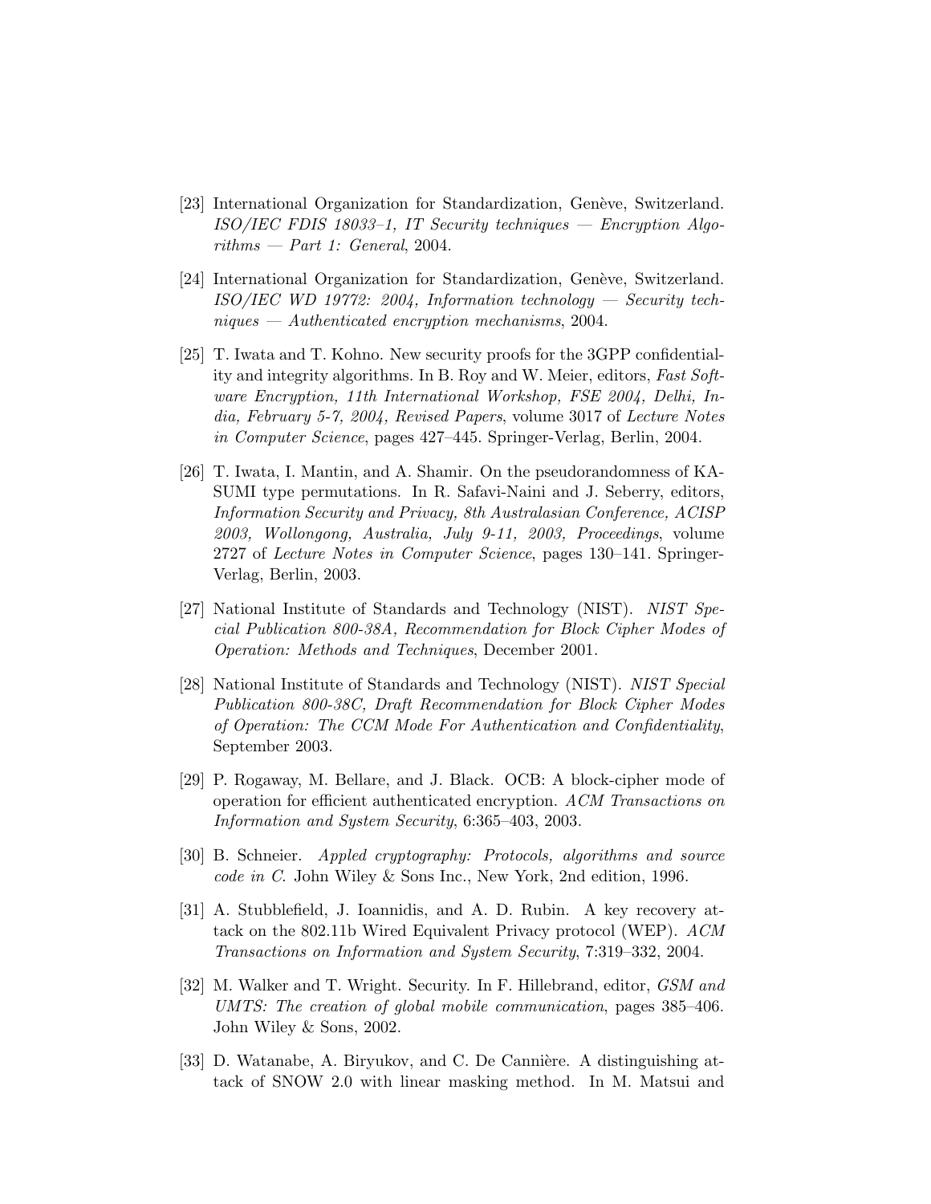[23] International Organization for Standardization, Genève, Switzerland. *ISO/IEC FDIS 18033–1, IT Security techniques — Encryption Algorithms — Part 1: General*, 2004.

[24] International Organization for Standardization, Genève, Switzerland. *ISO/IEC WD 19772: 2004, Information technology — Security techniques — Authenticated encryption mechanisms*, 2004.

[25] T. Iwata and T. Kohno. New security proofs for the 3GPP confidentiality and integrity algorithms. In B. Roy and W. Meier, editors, *Fast Software Encryption, 11th International Workshop, FSE 2004, Delhi, India, February 5-7, 2004, Revised Papers*, volume 3017 of *Lecture Notes in Computer Science*, pages 427–445. Springer-Verlag, Berlin, 2004.

[26] T. Iwata, I. Mantin, and A. Shamir. On the pseudorandomness of KASUMI type permutations. In R. Safavi-Naini and J. Seberry, editors, *Information Security and Privacy, 8th Australasian Conference, ACISP 2003, Wollongong, Australia, July 9-11, 2003, Proceedings*, volume 2727 of *Lecture Notes in Computer Science*, pages 130–141. Springer-Verlag, Berlin, 2003.

[27] National Institute of Standards and Technology (NIST). *NIST Special Publication 800-38A, Recommendation for Block Cipher Modes of Operation: Methods and Techniques*, December 2001.

[28] National Institute of Standards and Technology (NIST). *NIST Special Publication 800-38C, Draft Recommendation for Block Cipher Modes of Operation: The CCM Mode For Authentication and Confidentiality*, September 2003.

[29] P. Rogaway, M. Bellare, and J. Black. OCB: A block-cipher mode of operation for efficient authenticated encryption. *ACM Transactions on Information and System Security*, 6:365–403, 2003.

[30] B. Schneier. *Appled cryptography: Protocols, algorithms and source code in C*. John Wiley & Sons Inc., New York, 2nd edition, 1996.

[31] A. Stubblefield, J. Ioannidis, and A. D. Rubin. A key recovery attack on the 802.11b Wired Equivalent Privacy protocol (WEP). *ACM Transactions on Information and System Security*, 7:319–332, 2004.

[32] M. Walker and T. Wright. Security. In F. Hillebrand, editor, *GSM and UMTS: The creation of global mobile communication*, pages 385–406. John Wiley & Sons, 2002.

[33] D. Watanabe, A. Biryukov, and C. De Cannière. A distinguishing attack of SNOW 2.0 with linear masking method. In M. Matsui and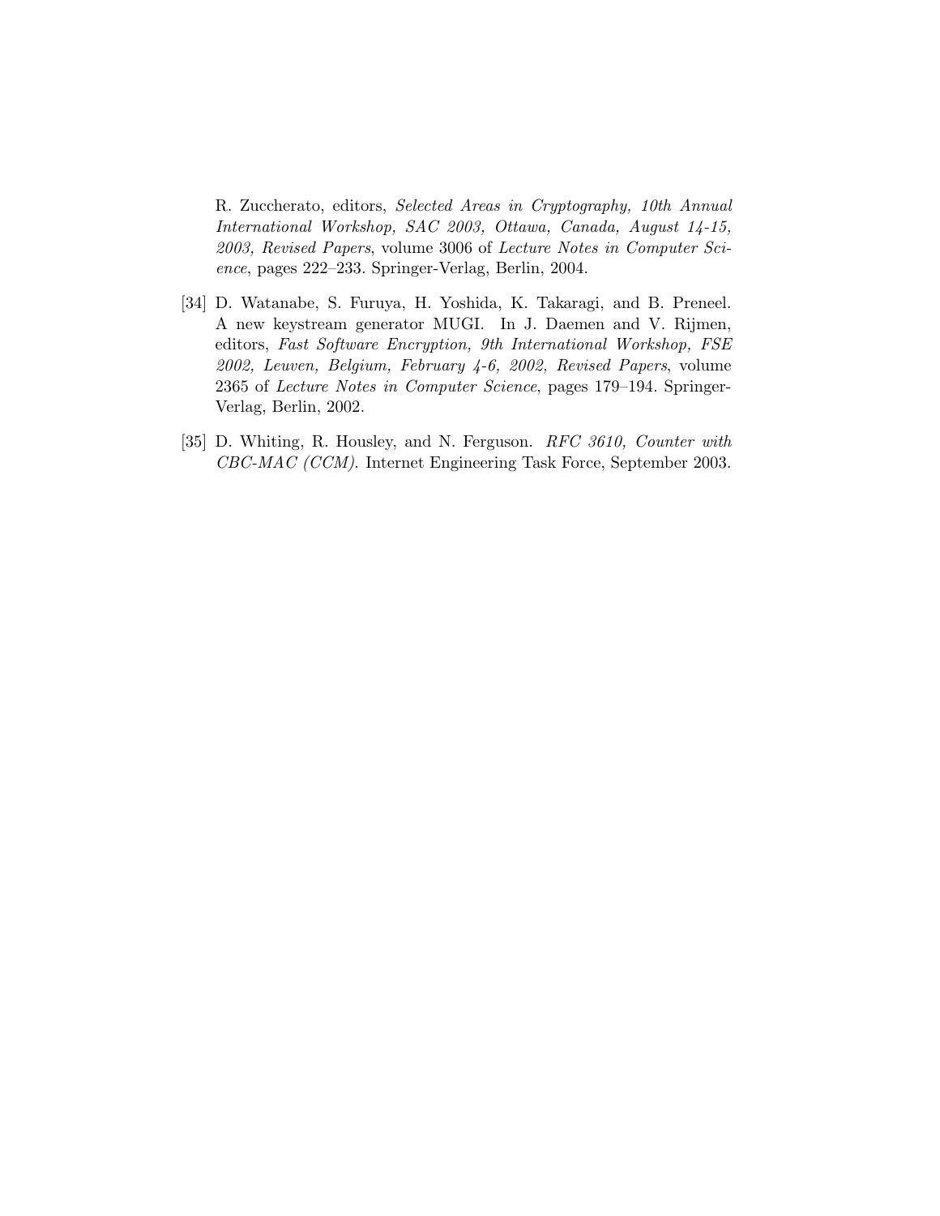R. Zuccherato, editors, *Selected Areas in Cryptography, 10th Annual International Workshop, SAC 2003, Ottawa, Canada, August 14-15, 2003, Revised Papers*, volume 3006 of *Lecture Notes in Computer Science*, pages 222–233. Springer-Verlag, Berlin, 2004.

[34] D. Watanabe, S. Furuya, H. Yoshida, K. Takaragi, and B. Preneel. A new keystream generator MUGI. In J. Daemen and V. Rijmen, editors, *Fast Software Encryption, 9th International Workshop, FSE 2002, Leuven, Belgium, February 4-6, 2002, Revised Papers*, volume 2365 of *Lecture Notes in Computer Science*, pages 179–194. Springer-Verlag, Berlin, 2002.

[35] D. Whiting, R. Housley, and N. Ferguson. *RFC 3610, Counter with CBC-MAC (CCM)*. Internet Engineering Task Force, September 2003.